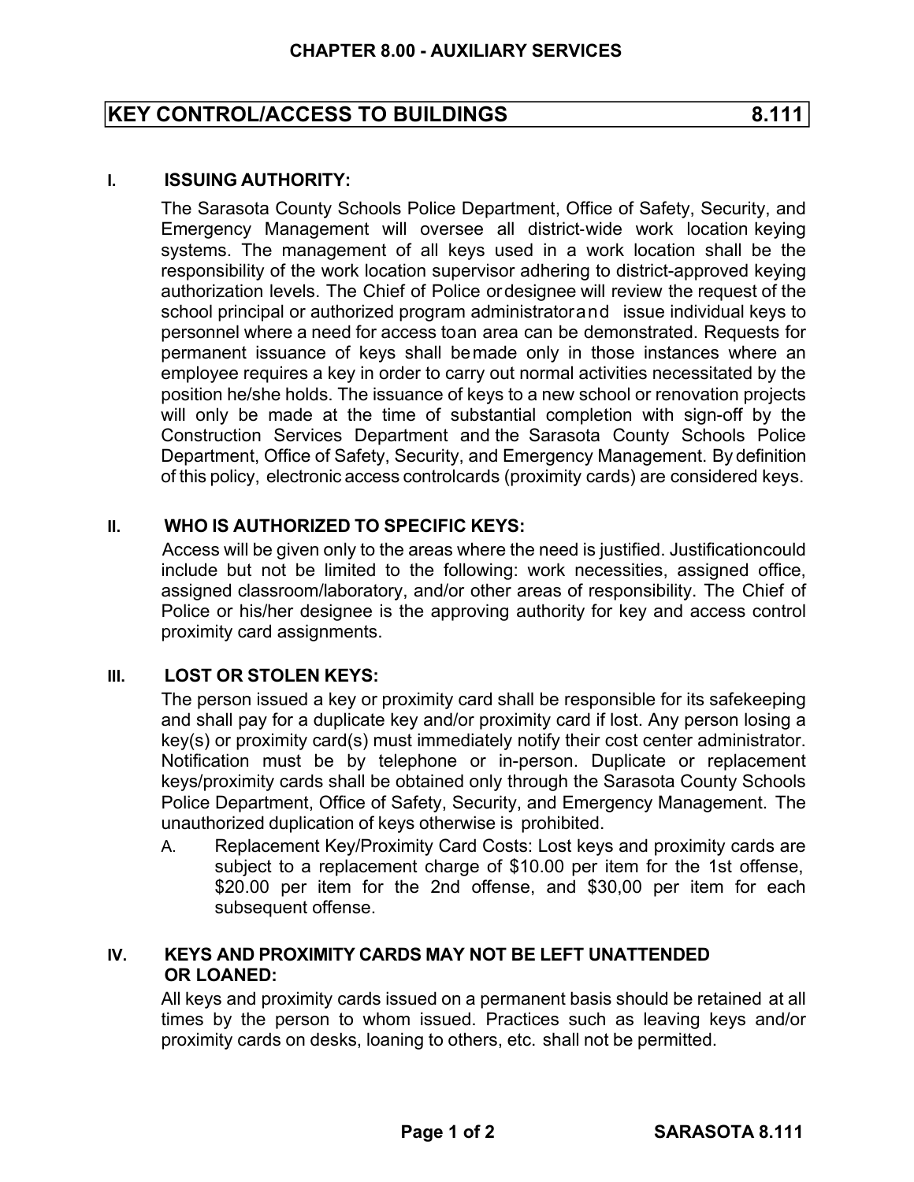## CHAPTER 8.00 - AUXILIARY SERVICES

# KEY CONTROL/ACCESS TO BUILDINGS 8.111

### I. ISSUING AUTHORITY:

The Sarasota County Schools Police Department, Office of Safety, Security, and Emergency Management will oversee all district-wide work location keying systems. The management of all keys used in a work location shall be the responsibility of the work location supervisor adhering to district-approved keying authorization levels. The Chief of Police or designee will review the request of the school principal or authorized program administrator and issue individual keys to personnel where a need for access to an area can be demonstrated. Requests for permanent issuance of keys shall be made only in those instances where an employee requires a key in order to carry out normal activities necessitated by the position he/she holds. The issuance of keys to a new school or renovation projects will only be made at the time of substantial completion with sign-off by the Construction Services Department and the Sarasota County Schools Police Department, Office of Safety, Security, and Emergency Management. By definition of this policy, electronic access control cards (proximity cards) are considered keys.

### II. WHO IS AUTHORIZED TO SPECIFIC KEYS:

Access will be given only to the areas where the need is justified. Justification could include but not be limited to the following: work necessities, assigned office, assigned classroom/laboratory, and/or other areas of responsibility. The Chief of Police or his/her designee is the approving authority for key and access control proximity card assignments.

### III. LOST OR STOLEN KEYS:

The person issued a key or proximity card shall be responsible for its safekeeping and shall pay for a duplicate key and/or proximity card if lost. Any person losing a key(s) or proximity card(s) must immediately notify their cost center administrator. Notification must be by telephone or in-person. Duplicate or replacement keys/proximity cards shall be obtained only through the Sarasota County Schools Police Department, Office of Safety, Security, and Emergency Management. The unauthorized duplication of keys otherwise is prohibited.

A. Replacement Key/Proximity Card Costs: Lost keys and proximity cards are subject to a replacement charge of $10.00 per item for the 1st offense, $20.00 per item for the 2nd offense, and $30,00 per item for each subsequent offense.

### IV. KEYS AND PROXIMITY CARDS MAY NOT BE LEFT UNATTENDED OR LOANED:

All keys and proximity cards issued on a permanent basis should be retained at all times by the person to whom issued. Practices such as leaving keys and/or proximity cards on desks, loaning to others, etc. shall not be permitted.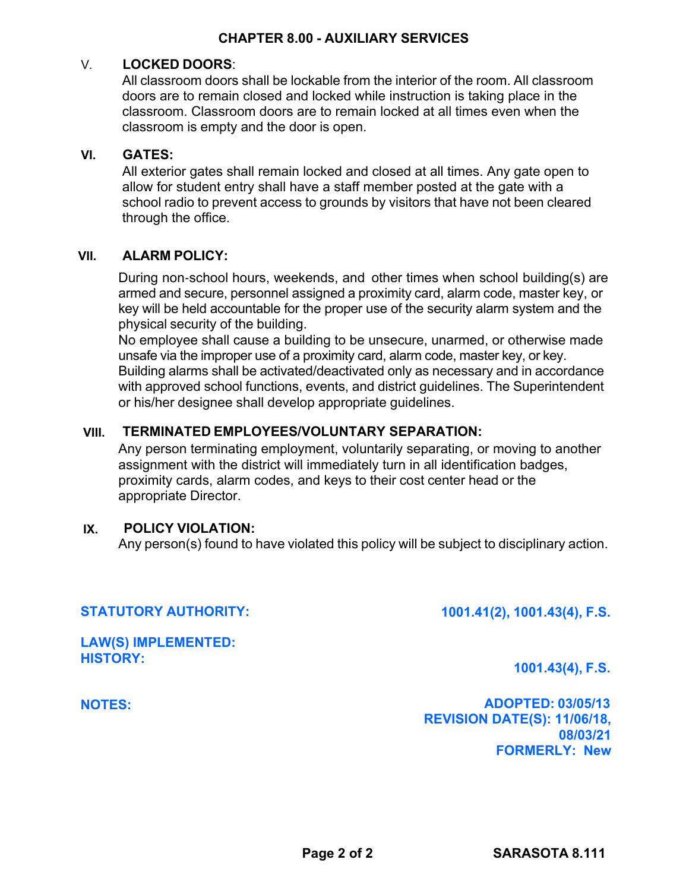## CHAPTER 8.00 - AUXILIARY SERVICES

V. **LOCKED DOORS**:

All classroom doors shall be lockable from the interior of the room. All classroom doors are to remain closed and locked while instruction is taking place in the classroom. Classroom doors are to remain locked at all times even when the classroom is empty and the door is open.

**VI. GATES:**

All exterior gates shall remain locked and closed at all times. Any gate open to allow for student entry shall have a staff member posted at the gate with a school radio to prevent access to grounds by visitors that have not been cleared through the office.

**VII. ALARM POLICY:**

During non-school hours, weekends, and other times when school building(s) are armed and secure, personnel assigned a proximity card, alarm code, master key, or key will be held accountable for the proper use of the security alarm system and the physical security of the building.

No employee shall cause a building to be unsecure, unarmed, or otherwise made unsafe via the improper use of a proximity card, alarm code, master key, or key.

Building alarms shall be activated/deactivated only as necessary and in accordance with approved school functions, events, and district guidelines. The Superintendent or his/her designee shall develop appropriate guidelines.

**VIII. TERMINATED EMPLOYEES/VOLUNTARY SEPARATION:**

Any person terminating employment, voluntarily separating, or moving to another assignment with the district will immediately turn in all identification badges, proximity cards, alarm codes, and keys to their cost center head or the appropriate Director.

**IX. POLICY VIOLATION:**

Any person(s) found to have violated this policy will be subject to disciplinary action.

**STATUTORY AUTHORITY:** **1001.41(2), 1001.43(4), F.S.**

**LAW(S) IMPLEMENTED:** **1001.43(4), F.S.**

**HISTORY:** **ADOPTED: 03/05/13**
**REVISION DATE(S): 11/06/18, 08/03/21**
**FORMERLY: New**

**NOTES:**